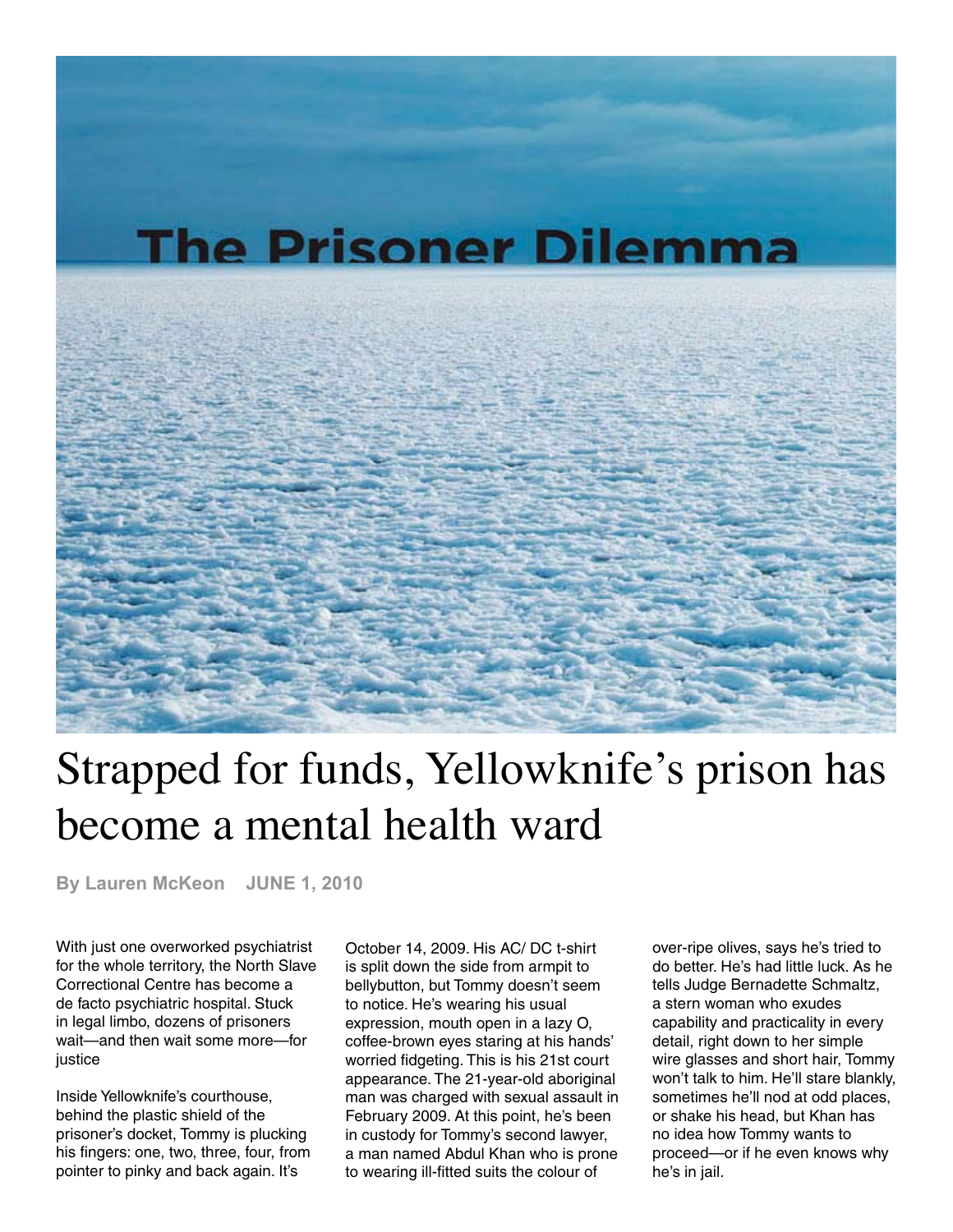# The Prisoner Dilemma

## Strapped for funds, Yellowknife's prison has become a mental health ward

**By Lauren McKeon JUNE 1, 2010**

With just one overworked psychiatrist for the whole territory, the North Slave Correctional Centre has become a de facto psychiatric hospital. Stuck in legal limbo, dozens of prisoners wait—and then wait some more—for justice

Inside Yellowknife's courthouse, behind the plastic shield of the prisoner's docket, Tommy is plucking his fingers: one, two, three, four, from pointer to pinky and back again. It's October 14, 2009. His AC/ DC t-shirt is split down the side from armpit to bellybutton, but Tommy doesn't seem to notice. He's wearing his usual expression, mouth open in a lazy O, coffee-brown eyes staring at his hands' worried fidgeting. This is his 21st court appearance. The 21-year-old aboriginal man was charged with sexual assault in February 2009. At this point, he's been in custody for Tommy's second lawyer, a man named Abdul Khan who is prone to wearing ill-fitted suits the colour of over-ripe olives, says he's tried to do better. He's had little luck. As he tells Judge Bernadette Schmaltz, a stern woman who exudes capability and practicality in every detail, right down to her simple wire glasses and short hair, Tommy won't talk to him. He'll stare blankly, sometimes he'll nod at odd places, or shake his head, but Khan has no idea how Tommy wants to proceed—or if he even knows why he's in jail.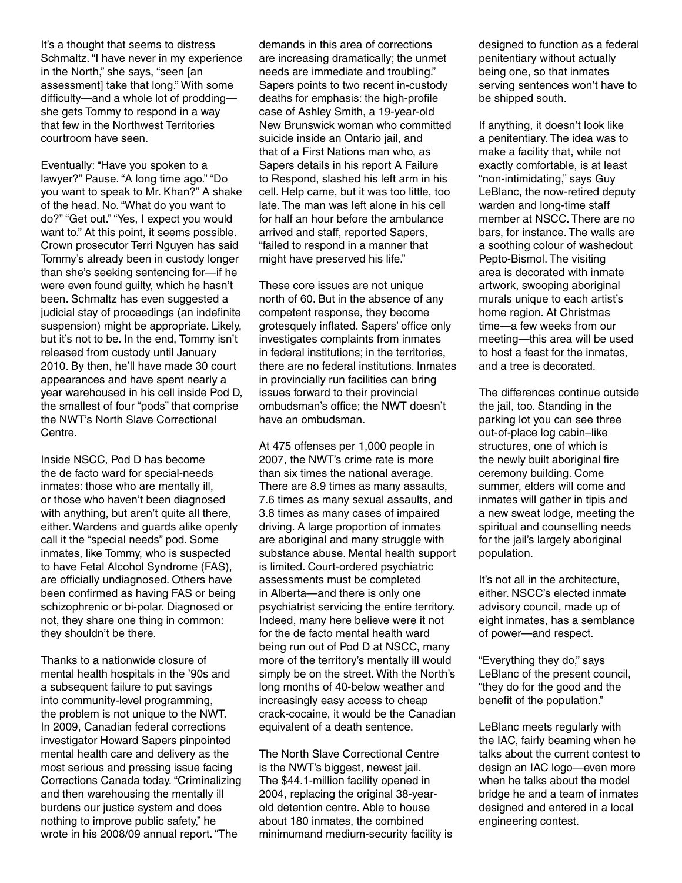It's a thought that seems to distress Schmaltz. "I have never in my experience in the North," she says, "seen [an assessment] take that long." With some difficulty—and a whole lot of prodding—she gets Tommy to respond in a way that few in the Northwest Territories courtroom have seen.

Eventually: "Have you spoken to a lawyer?" Pause. "A long time ago." "Do you want to speak to Mr. Khan?" A shake of the head. No. "What do you want to do?" "Get out." "Yes, I expect you would want to." At this point, it seems possible. Crown prosecutor Terri Nguyen has said Tommy's already been in custody longer than she's seeking sentencing for—if he were even found guilty, which he hasn't been. Schmaltz has even suggested a judicial stay of proceedings (an indefinite suspension) might be appropriate. Likely, but it's not to be. In the end, Tommy isn't released from custody until January 2010. By then, he'll have made 30 court appearances and have spent nearly a year warehoused in his cell inside Pod D, the smallest of four "pods" that comprise the NWT's North Slave Correctional Centre.

Inside NSCC, Pod D has become the de facto ward for special-needs inmates: those who are mentally ill, or those who haven't been diagnosed with anything, but aren't quite all there, either. Wardens and guards alike openly call it the "special needs" pod. Some inmates, like Tommy, who is suspected to have Fetal Alcohol Syndrome (FAS), are officially undiagnosed. Others have been confirmed as having FAS or being schizophrenic or bi-polar. Diagnosed or not, they share one thing in common: they shouldn't be there.

Thanks to a nationwide closure of mental health hospitals in the '90s and a subsequent failure to put savings into community-level programming, the problem is not unique to the NWT. In 2009, Canadian federal corrections investigator Howard Sapers pinpointed mental health care and delivery as the most serious and pressing issue facing Corrections Canada today. "Criminalizing and then warehousing the mentally ill burdens our justice system and does nothing to improve public safety," he wrote in his 2008/09 annual report. "The demands in this area of corrections are increasing dramatically; the unmet needs are immediate and troubling." Sapers points to two recent in-custody deaths for emphasis: the high-profile case of Ashley Smith, a 19-year-old New Brunswick woman who committed suicide inside an Ontario jail, and that of a First Nations man who, as Sapers details in his report A Failure to Respond, slashed his left arm in his cell. Help came, but it was too little, too late. The man was left alone in his cell for half an hour before the ambulance arrived and staff, reported Sapers, "failed to respond in a manner that might have preserved his life."

These core issues are not unique north of 60. But in the absence of any competent response, they become grotesquely inflated. Sapers' office only investigates complaints from inmates in federal institutions; in the territories, there are no federal institutions. Inmates in provincially run facilities can bring issues forward to their provincial ombudsman's office; the NWT doesn't have an ombudsman.

At 475 offenses per 1,000 people in 2007, the NWT's crime rate is more than six times the national average. There are 8.9 times as many assaults, 7.6 times as many sexual assaults, and 3.8 times as many cases of impaired driving. A large proportion of inmates are aboriginal and many struggle with substance abuse. Mental health support is limited. Court-ordered psychiatric assessments must be completed in Alberta—and there is only one psychiatrist servicing the entire territory. Indeed, many here believe were it not for the de facto mental health ward being run out of Pod D at NSCC, many more of the territory's mentally ill would simply be on the street. With the North's long months of 40-below weather and increasingly easy access to cheap crack-cocaine, it would be the Canadian equivalent of a death sentence.

The North Slave Correctional Centre is the NWT's biggest, newest jail. The $44.1-million facility opened in 2004, replacing the original 38-year-old detention centre. Able to house about 180 inmates, the combined minimumand medium-security facility is designed to function as a federal penitentiary without actually being one, so that inmates serving sentences won't have to be shipped south.

If anything, it doesn't look like a penitentiary. The idea was to make a facility that, while not exactly comfortable, is at least "non-intimidating," says Guy LeBlanc, the now-retired deputy warden and long-time staff member at NSCC. There are no bars, for instance. The walls are a soothing colour of washedout Pepto-Bismol. The visiting area is decorated with inmate artwork, swooping aboriginal murals unique to each artist's home region. At Christmas time—a few weeks from our meeting—this area will be used to host a feast for the inmates, and a tree is decorated.

The differences continue outside the jail, too. Standing in the parking lot you can see three out-of-place log cabin–like structures, one of which is the newly built aboriginal fire ceremony building. Come summer, elders will come and inmates will gather in tipis and a new sweat lodge, meeting the spiritual and counselling needs for the jail's largely aboriginal population.

It's not all in the architecture, either. NSCC's elected inmate advisory council, made up of eight inmates, has a semblance of power—and respect.

"Everything they do," says LeBlanc of the present council, "they do for the good and the benefit of the population."

LeBlanc meets regularly with the IAC, fairly beaming when he talks about the current contest to design an IAC logo—even more when he talks about the model bridge he and a team of inmates designed and entered in a local engineering contest.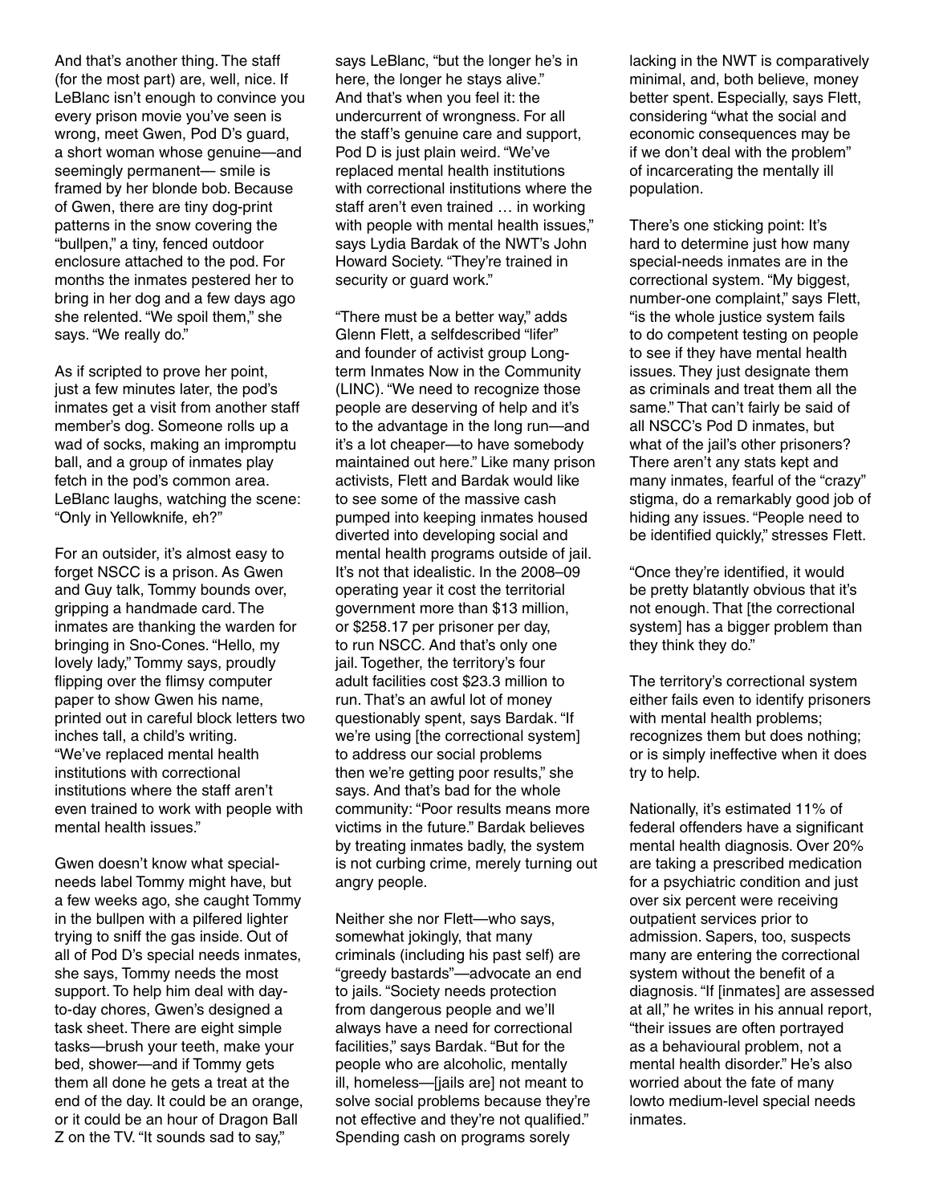And that's another thing. The staff (for the most part) are, well, nice. If LeBlanc isn't enough to convince you every prison movie you've seen is wrong, meet Gwen, Pod D's guard, a short woman whose genuine—and seemingly permanent— smile is framed by her blonde bob. Because of Gwen, there are tiny dog-print patterns in the snow covering the "bullpen," a tiny, fenced outdoor enclosure attached to the pod. For months the inmates pestered her to bring in her dog and a few days ago she relented. "We spoil them," she says. "We really do."

As if scripted to prove her point, just a few minutes later, the pod's inmates get a visit from another staff member's dog. Someone rolls up a wad of socks, making an impromptu ball, and a group of inmates play fetch in the pod's common area. LeBlanc laughs, watching the scene: "Only in Yellowknife, eh?"

For an outsider, it's almost easy to forget NSCC is a prison. As Gwen and Guy talk, Tommy bounds over, gripping a handmade card. The inmates are thanking the warden for bringing in Sno-Cones. "Hello, my lovely lady," Tommy says, proudly flipping over the flimsy computer paper to show Gwen his name, printed out in careful block letters two inches tall, a child's writing.

"We've replaced mental health institutions with correctional institutions where the staff aren't even trained to work with people with mental health issues."

Gwen doesn't know what special-needs label Tommy might have, but a few weeks ago, she caught Tommy in the bullpen with a pilfered lighter trying to sniff the gas inside. Out of all of Pod D's special needs inmates, she says, Tommy needs the most support. To help him deal with day-to-day chores, Gwen's designed a task sheet. There are eight simple tasks—brush your teeth, make your bed, shower—and if Tommy gets them all done he gets a treat at the end of the day. It could be an orange, or it could be an hour of Dragon Ball Z on the TV. "It sounds sad to say," says LeBlanc, "but the longer he's in here, the longer he stays alive."

And that's when you feel it: the undercurrent of wrongness. For all the staff's genuine care and support, Pod D is just plain weird. "We've replaced mental health institutions with correctional institutions where the staff aren't even trained … in working with people with mental health issues," says Lydia Bardak of the NWT's John Howard Society. "They're trained in security or guard work."

"There must be a better way," adds Glenn Flett, a selfdescribed "lifer" and founder of activist group Long-term Inmates Now in the Community (LINC). "We need to recognize those people are deserving of help and it's to the advantage in the long run—and it's a lot cheaper—to have somebody maintained out here." Like many prison activists, Flett and Bardak would like to see some of the massive cash pumped into keeping inmates housed diverted into developing social and mental health programs outside of jail. It's not that idealistic. In the 2008–09 operating year it cost the territorial government more than $13 million, or $258.17 per prisoner per day, to run NSCC. And that's only one jail. Together, the territory's four adult facilities cost $23.3 million to run. That's an awful lot of money questionably spent, says Bardak. "If we're using [the correctional system] to address our social problems then we're getting poor results," she says. And that's bad for the whole community: "Poor results means more victims in the future." Bardak believes by treating inmates badly, the system is not curbing crime, merely turning out angry people.

Neither she nor Flett—who says, somewhat jokingly, that many criminals (including his past self) are "greedy bastards"—advocate an end to jails. "Society needs protection from dangerous people and we'll always have a need for correctional facilities," says Bardak. "But for the people who are alcoholic, mentally ill, homeless—[jails are] not meant to solve social problems because they're not effective and they're not qualified." Spending cash on programs sorely lacking in the NWT is comparatively minimal, and, both believe, money better spent. Especially, says Flett, considering "what the social and economic consequences may be if we don't deal with the problem" of incarcerating the mentally ill population.

There's one sticking point: It's hard to determine just how many special-needs inmates are in the correctional system. "My biggest, number-one complaint," says Flett, "is the whole justice system fails to do competent testing on people to see if they have mental health issues. They just designate them as criminals and treat them all the same." That can't fairly be said of all NSCC's Pod D inmates, but what of the jail's other prisoners? There aren't any stats kept and many inmates, fearful of the "crazy" stigma, do a remarkably good job of hiding any issues. "People need to be identified quickly," stresses Flett.

"Once they're identified, it would be pretty blatantly obvious that it's not enough. That [the correctional system] has a bigger problem than they think they do."

The territory's correctional system either fails even to identify prisoners with mental health problems; recognizes them but does nothing; or is simply ineffective when it does try to help.

Nationally, it's estimated 11% of federal offenders have a significant mental health diagnosis. Over 20% are taking a prescribed medication for a psychiatric condition and just over six percent were receiving outpatient services prior to admission. Sapers, too, suspects many are entering the correctional system without the benefit of a diagnosis. "If [inmates] are assessed at all," he writes in his annual report, "their issues are often portrayed as a behavioural problem, not a mental health disorder." He's also worried about the fate of many lowto medium-level special needs inmates.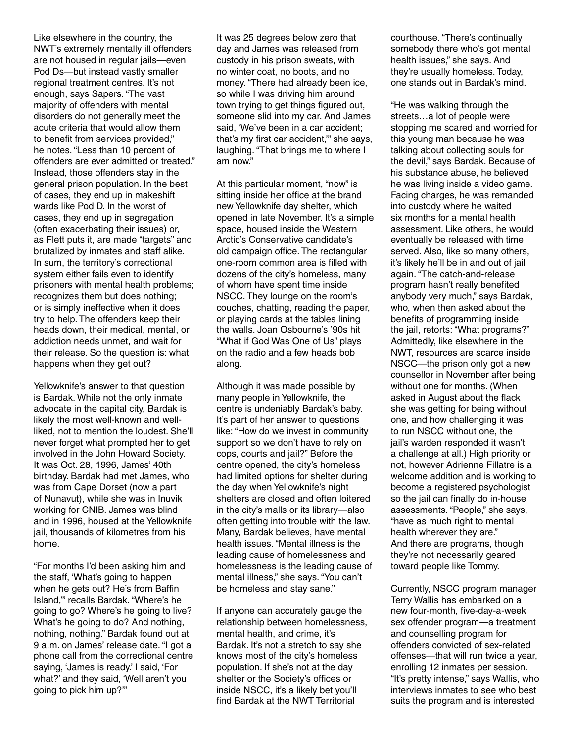Like elsewhere in the country, the NWT's extremely mentally ill offenders are not housed in regular jails—even Pod Ds—but instead vastly smaller regional treatment centres. It's not enough, says Sapers. "The vast majority of offenders with mental disorders do not generally meet the acute criteria that would allow them to benefit from services provided," he notes. "Less than 10 percent of offenders are ever admitted or treated." Instead, those offenders stay in the general prison population. In the best of cases, they end up in makeshift wards like Pod D. In the worst of cases, they end up in segregation (often exacerbating their issues) or, as Flett puts it, are made "targets" and brutalized by inmates and staff alike. In sum, the territory's correctional system either fails even to identify prisoners with mental health problems; recognizes them but does nothing; or is simply ineffective when it does try to help. The offenders keep their heads down, their medical, mental, or addiction needs unmet, and wait for their release. So the question is: what happens when they get out?

Yellowknife's answer to that question is Bardak. While not the only inmate advocate in the capital city, Bardak is likely the most well-known and well-liked, not to mention the loudest. She'll never forget what prompted her to get involved in the John Howard Society. It was Oct. 28, 1996, James' 40th birthday. Bardak had met James, who was from Cape Dorset (now a part of Nunavut), while she was in Inuvik working for CNIB. James was blind and in 1996, housed at the Yellowknife jail, thousands of kilometres from his home.

"For months I'd been asking him and the staff, 'What's going to happen when he gets out? He's from Baffin Island,'" recalls Bardak. "Where's he going to go? Where's he going to live? What's he going to do? And nothing, nothing, nothing." Bardak found out at 9 a.m. on James' release date. "I got a phone call from the correctional centre saying, 'James is ready.' I said, 'For what?' and they said, 'Well aren't you going to pick him up?'"

It was 25 degrees below zero that day and James was released from custody in his prison sweats, with no winter coat, no boots, and no money. "There had already been ice, so while I was driving him around town trying to get things figured out, someone slid into my car. And James said, 'We've been in a car accident; that's my first car accident,'" she says, laughing. "That brings me to where I am now."

At this particular moment, "now" is sitting inside her office at the brand new Yellowknife day shelter, which opened in late November. It's a simple space, housed inside the Western Arctic's Conservative candidate's old campaign office. The rectangular one-room common area is filled with dozens of the city's homeless, many of whom have spent time inside NSCC. They lounge on the room's couches, chatting, reading the paper, or playing cards at the tables lining the walls. Joan Osbourne's '90s hit "What if God Was One of Us" plays on the radio and a few heads bob along.

Although it was made possible by many people in Yellowknife, the centre is undeniably Bardak's baby. It's part of her answer to questions like: "How do we invest in community support so we don't have to rely on cops, courts and jail?" Before the centre opened, the city's homeless had limited options for shelter during the day when Yellowknife's night shelters are closed and often loitered in the city's malls or its library—also often getting into trouble with the law. Many, Bardak believes, have mental health issues. "Mental illness is the leading cause of homelessness and homelessness is the leading cause of mental illness," she says. "You can't be homeless and stay sane."

If anyone can accurately gauge the relationship between homelessness, mental health, and crime, it's Bardak. It's not a stretch to say she knows most of the city's homeless population. If she's not at the day shelter or the Society's offices or inside NSCC, it's a likely bet you'll find Bardak at the NWT Territorial courthouse. "There's continually somebody there who's got mental health issues," she says. And they're usually homeless. Today, one stands out in Bardak's mind.

"He was walking through the streets…a lot of people were stopping me scared and worried for this young man because he was talking about collecting souls for the devil," says Bardak. Because of his substance abuse, he believed he was living inside a video game. Facing charges, he was remanded into custody where he waited six months for a mental health assessment. Like others, he would eventually be released with time served. Also, like so many others, it's likely he'll be in and out of jail again. "The catch-and-release program hasn't really benefited anybody very much," says Bardak, who, when then asked about the benefits of programming inside the jail, retorts: "What programs?" Admittedly, like elsewhere in the NWT, resources are scarce inside NSCC—the prison only got a new counsellor in November after being without one for months. (When asked in August about the flack she was getting for being without one, and how challenging it was to run NSCC without one, the jail's warden responded it wasn't a challenge at all.) High priority or not, however Adrienne Fillatre is a welcome addition and is working to become a registered psychologist so the jail can finally do in-house assessments. "People," she says, "have as much right to mental health wherever they are." And there are programs, though they're not necessarily geared toward people like Tommy.

Currently, NSCC program manager Terry Wallis has embarked on a new four-month, five-day-a-week sex offender program—a treatment and counselling program for offenders convicted of sex-related offenses—that will run twice a year, enrolling 12 inmates per session. "It's pretty intense," says Wallis, who interviews inmates to see who best suits the program and is interested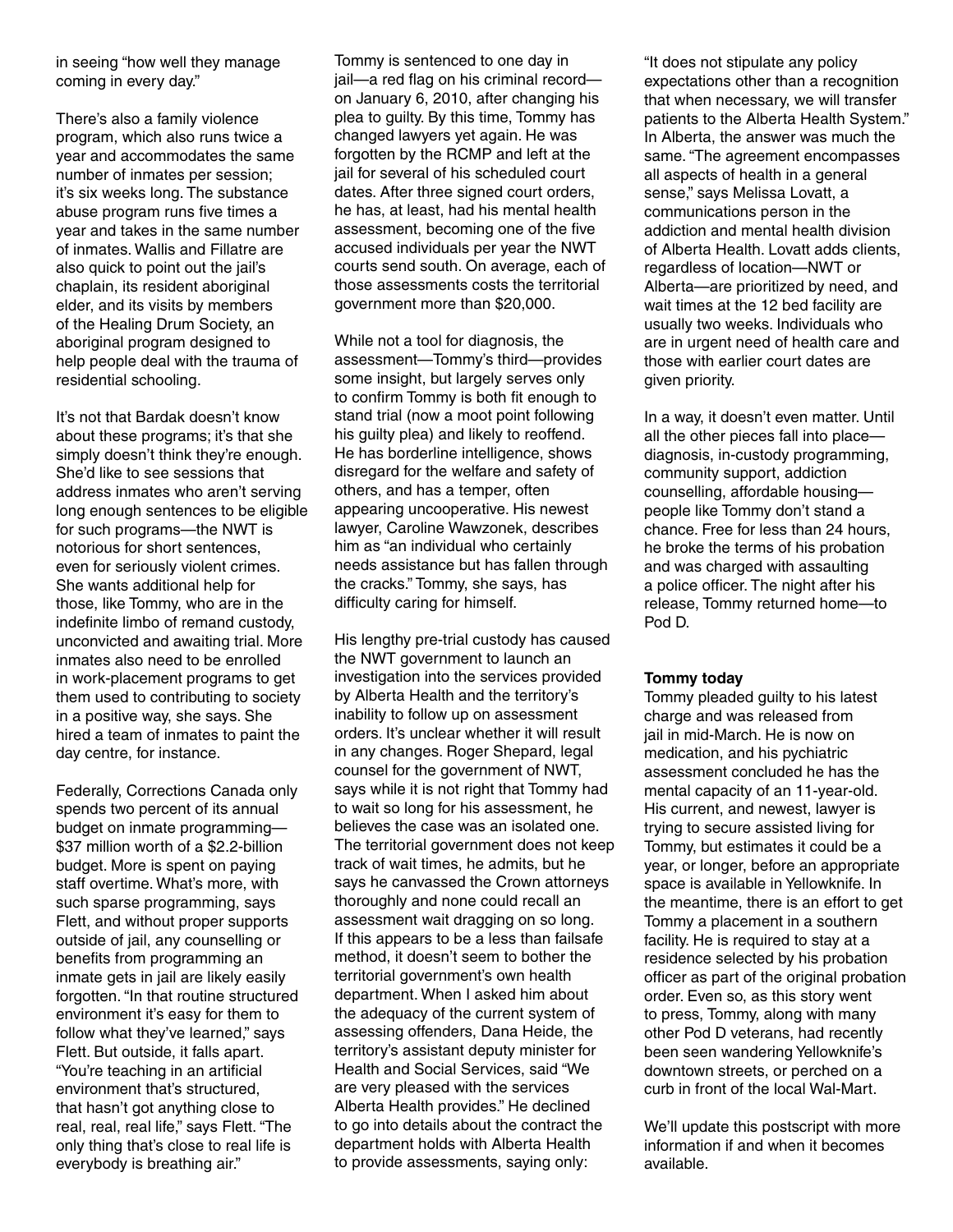in seeing "how well they manage coming in every day."

There's also a family violence program, which also runs twice a year and accommodates the same number of inmates per session; it's six weeks long. The substance abuse program runs five times a year and takes in the same number of inmates. Wallis and Fillatre are also quick to point out the jail's chaplain, its resident aboriginal elder, and its visits by members of the Healing Drum Society, an aboriginal program designed to help people deal with the trauma of residential schooling.

It's not that Bardak doesn't know about these programs; it's that she simply doesn't think they're enough. She'd like to see sessions that address inmates who aren't serving long enough sentences to be eligible for such programs—the NWT is notorious for short sentences, even for seriously violent crimes. She wants additional help for those, like Tommy, who are in the indefinite limbo of remand custody, unconvicted and awaiting trial. More inmates also need to be enrolled in work-placement programs to get them used to contributing to society in a positive way, she says. She hired a team of inmates to paint the day centre, for instance.

Federally, Corrections Canada only spends two percent of its annual budget on inmate programming—$37 million worth of a $2.2-billion budget. More is spent on paying staff overtime. What's more, with such sparse programming, says Flett, and without proper supports outside of jail, any counselling or benefits from programming an inmate gets in jail are likely easily forgotten. "In that routine structured environment it's easy for them to follow what they've learned," says Flett. But outside, it falls apart. "You're teaching in an artificial environment that's structured, that hasn't got anything close to real, real, real life," says Flett. "The only thing that's close to real life is everybody is breathing air."

Tommy is sentenced to one day in jail—a red flag on his criminal record—on January 6, 2010, after changing his plea to guilty. By this time, Tommy has changed lawyers yet again. He was forgotten by the RCMP and left at the jail for several of his scheduled court dates. After three signed court orders, he has, at least, had his mental health assessment, becoming one of the five accused individuals per year the NWT courts send south. On average, each of those assessments costs the territorial government more than $20,000.

While not a tool for diagnosis, the assessment—Tommy's third—provides some insight, but largely serves only to confirm Tommy is both fit enough to stand trial (now a moot point following his guilty plea) and likely to reoffend. He has borderline intelligence, shows disregard for the welfare and safety of others, and has a temper, often appearing uncooperative. His newest lawyer, Caroline Wawzonek, describes him as "an individual who certainly needs assistance but has fallen through the cracks." Tommy, she says, has difficulty caring for himself.

His lengthy pre-trial custody has caused the NWT government to launch an investigation into the services provided by Alberta Health and the territory's inability to follow up on assessment orders. It's unclear whether it will result in any changes. Roger Shepard, legal counsel for the government of NWT, says while it is not right that Tommy had to wait so long for his assessment, he believes the case was an isolated one. The territorial government does not keep track of wait times, he admits, but he says he canvassed the Crown attorneys thoroughly and none could recall an assessment wait dragging on so long. If this appears to be a less than failsafe method, it doesn't seem to bother the territorial government's own health department. When I asked him about the adequacy of the current system of assessing offenders, Dana Heide, the territory's assistant deputy minister for Health and Social Services, said "We are very pleased with the services Alberta Health provides." He declined to go into details about the contract the department holds with Alberta Health to provide assessments, saying only: "It does not stipulate any policy expectations other than a recognition that when necessary, we will transfer patients to the Alberta Health System." In Alberta, the answer was much the same. "The agreement encompasses all aspects of health in a general sense," says Melissa Lovatt, a communications person in the addiction and mental health division of Alberta Health. Lovatt adds clients, regardless of location—NWT or Alberta—are prioritized by need, and wait times at the 12 bed facility are usually two weeks. Individuals who are in urgent need of health care and those with earlier court dates are given priority.

In a way, it doesn't even matter. Until all the other pieces fall into place—diagnosis, in-custody programming, community support, addiction counselling, affordable housing—people like Tommy don't stand a chance. Free for less than 24 hours, he broke the terms of his probation and was charged with assaulting a police officer. The night after his release, Tommy returned home—to Pod D.

**Tommy today**

Tommy pleaded guilty to his latest charge and was released from jail in mid-March. He is now on medication, and his pychiatric assessment concluded he has the mental capacity of an 11-year-old. His current, and newest, lawyer is trying to secure assisted living for Tommy, but estimates it could be a year, or longer, before an appropriate space is available in Yellowknife. In the meantime, there is an effort to get Tommy a placement in a southern facility. He is required to stay at a residence selected by his probation officer as part of the original probation order. Even so, as this story went to press, Tommy, along with many other Pod D veterans, had recently been seen wandering Yellowknife's downtown streets, or perched on a curb in front of the local Wal-Mart.

We'll update this postscript with more information if and when it becomes available.